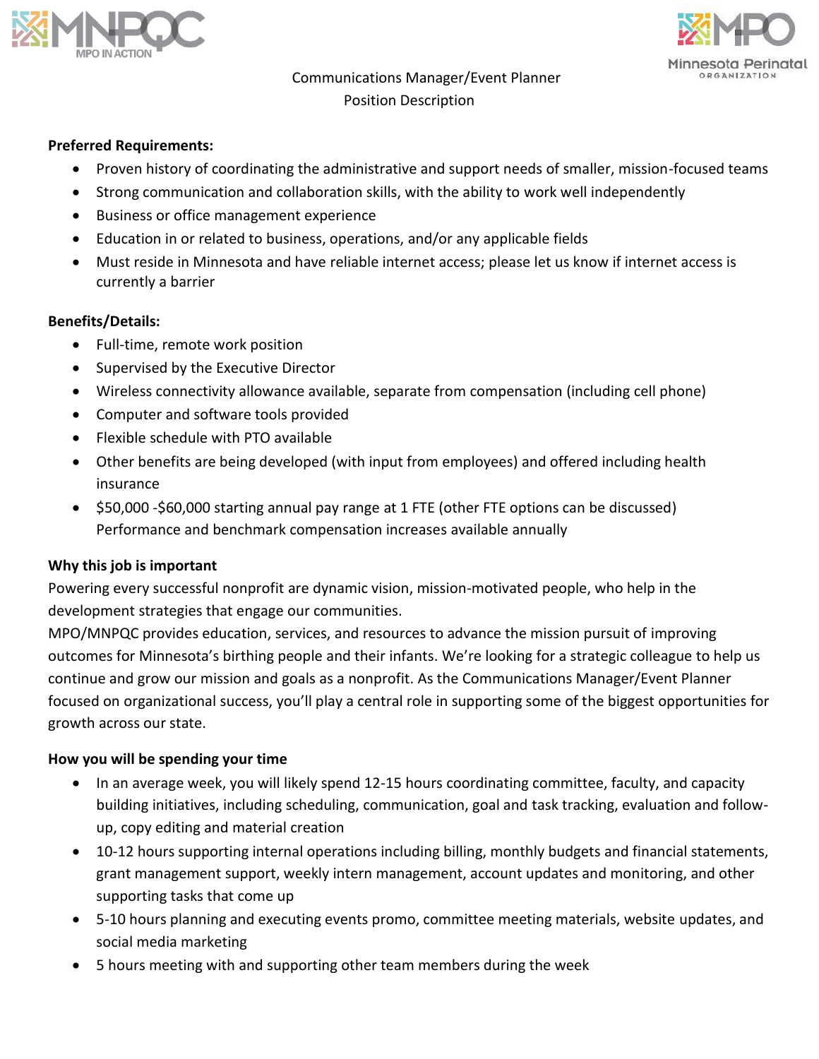Communications Manager/Event Planner
Position Description

**Preferred Requirements:**

- Proven history of coordinating the administrative and support needs of smaller, mission-focused teams
- Strong communication and collaboration skills, with the ability to work well independently
- Business or office management experience
- Education in or related to business, operations, and/or any applicable fields
- Must reside in Minnesota and have reliable internet access; please let us know if internet access is currently a barrier

**Benefits/Details:**

- Full-time, remote work position
- Supervised by the Executive Director
- Wireless connectivity allowance available, separate from compensation (including cell phone)
- Computer and software tools provided
- Flexible schedule with PTO available
- Other benefits are being developed (with input from employees) and offered including health insurance
- $50,000 -$60,000 starting annual pay range at 1 FTE (other FTE options can be discussed) Performance and benchmark compensation increases available annually

**Why this job is important**

Powering every successful nonprofit are dynamic vision, mission-motivated people, who help in the development strategies that engage our communities.

MPO/MNPQC provides education, services, and resources to advance the mission pursuit of improving outcomes for Minnesota's birthing people and their infants. We're looking for a strategic colleague to help us continue and grow our mission and goals as a nonprofit. As the Communications Manager/Event Planner focused on organizational success, you'll play a central role in supporting some of the biggest opportunities for growth across our state.

**How you will be spending your time**

- In an average week, you will likely spend 12-15 hours coordinating committee, faculty, and capacity building initiatives, including scheduling, communication, goal and task tracking, evaluation and follow-up, copy editing and material creation
- 10-12 hours supporting internal operations including billing, monthly budgets and financial statements, grant management support, weekly intern management, account updates and monitoring, and other supporting tasks that come up
- 5-10 hours planning and executing events promo, committee meeting materials, website updates, and social media marketing
- 5 hours meeting with and supporting other team members during the week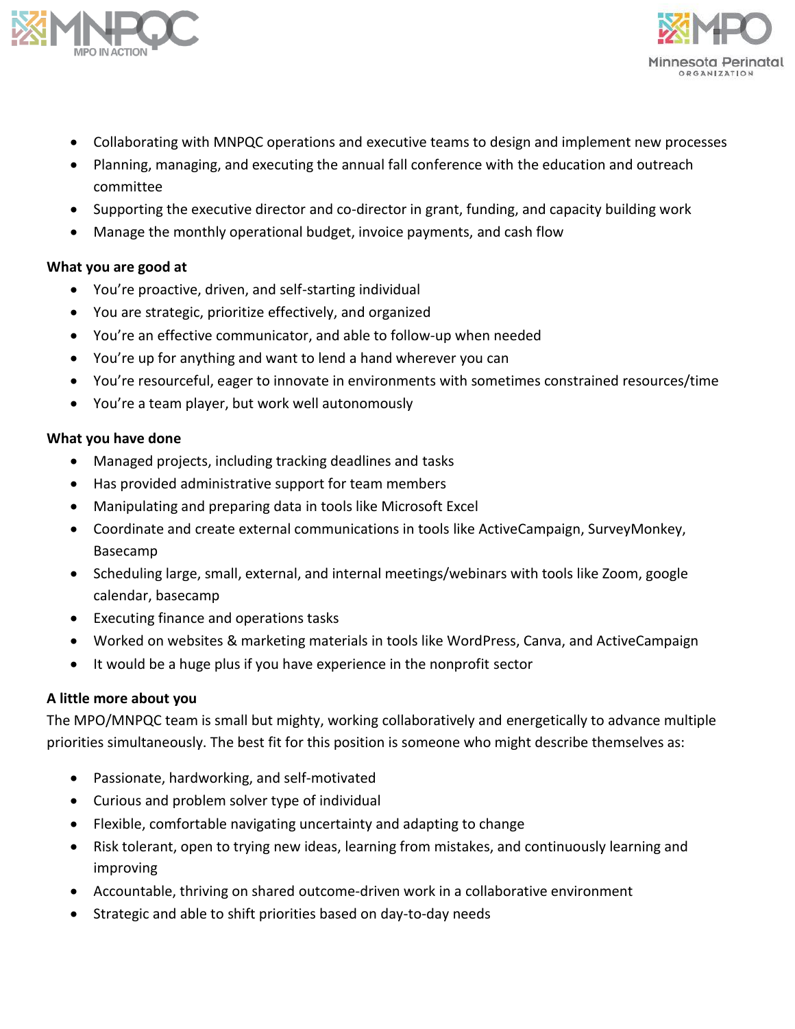- Collaborating with MNPQC operations and executive teams to design and implement new processes
- Planning, managing, and executing the annual fall conference with the education and outreach committee
- Supporting the executive director and co-director in grant, funding, and capacity building work
- Manage the monthly operational budget, invoice payments, and cash flow

**What you are good at**

- You're proactive, driven, and self-starting individual
- You are strategic, prioritize effectively, and organized
- You're an effective communicator, and able to follow-up when needed
- You're up for anything and want to lend a hand wherever you can
- You're resourceful, eager to innovate in environments with sometimes constrained resources/time
- You're a team player, but work well autonomously

**What you have done**

- Managed projects, including tracking deadlines and tasks
- Has provided administrative support for team members
- Manipulating and preparing data in tools like Microsoft Excel
- Coordinate and create external communications in tools like ActiveCampaign, SurveyMonkey, Basecamp
- Scheduling large, small, external, and internal meetings/webinars with tools like Zoom, google calendar, basecamp
- Executing finance and operations tasks
- Worked on websites & marketing materials in tools like WordPress, Canva, and ActiveCampaign
- It would be a huge plus if you have experience in the nonprofit sector

**A little more about you**

The MPO/MNPQC team is small but mighty, working collaboratively and energetically to advance multiple priorities simultaneously. The best fit for this position is someone who might describe themselves as:

- Passionate, hardworking, and self-motivated
- Curious and problem solver type of individual
- Flexible, comfortable navigating uncertainty and adapting to change
- Risk tolerant, open to trying new ideas, learning from mistakes, and continuously learning and improving
- Accountable, thriving on shared outcome-driven work in a collaborative environment
- Strategic and able to shift priorities based on day-to-day needs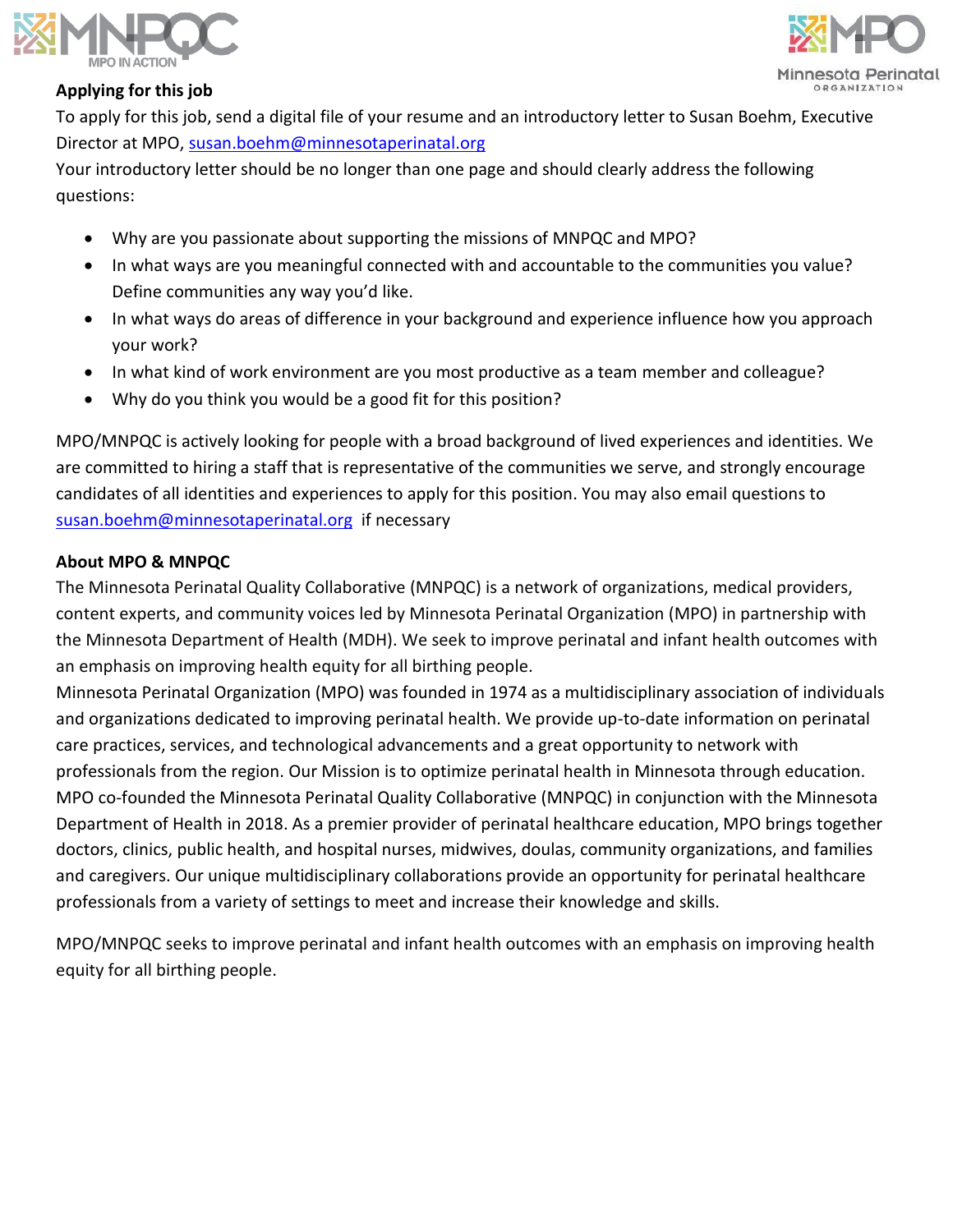**Applying for this job**

To apply for this job, send a digital file of your resume and an introductory letter to Susan Boehm, Executive Director at MPO, susan.boehm@minnesotaperinatal.org

Your introductory letter should be no longer than one page and should clearly address the following questions:

- Why are you passionate about supporting the missions of MNPQC and MPO?
- In what ways are you meaningful connected with and accountable to the communities you value? Define communities any way you'd like.
- In what ways do areas of difference in your background and experience influence how you approach your work?
- In what kind of work environment are you most productive as a team member and colleague?
- Why do you think you would be a good fit for this position?

MPO/MNPQC is actively looking for people with a broad background of lived experiences and identities. We are committed to hiring a staff that is representative of the communities we serve, and strongly encourage candidates of all identities and experiences to apply for this position. You may also email questions to susan.boehm@minnesotaperinatal.org if necessary

**About MPO & MNPQC**

The Minnesota Perinatal Quality Collaborative (MNPQC) is a network of organizations, medical providers, content experts, and community voices led by Minnesota Perinatal Organization (MPO) in partnership with the Minnesota Department of Health (MDH). We seek to improve perinatal and infant health outcomes with an emphasis on improving health equity for all birthing people.

Minnesota Perinatal Organization (MPO) was founded in 1974 as a multidisciplinary association of individuals and organizations dedicated to improving perinatal health. We provide up-to-date information on perinatal care practices, services, and technological advancements and a great opportunity to network with professionals from the region. Our Mission is to optimize perinatal health in Minnesota through education. MPO co-founded the Minnesota Perinatal Quality Collaborative (MNPQC) in conjunction with the Minnesota Department of Health in 2018. As a premier provider of perinatal healthcare education, MPO brings together doctors, clinics, public health, and hospital nurses, midwives, doulas, community organizations, and families and caregivers. Our unique multidisciplinary collaborations provide an opportunity for perinatal healthcare professionals from a variety of settings to meet and increase their knowledge and skills.

MPO/MNPQC seeks to improve perinatal and infant health outcomes with an emphasis on improving health equity for all birthing people.